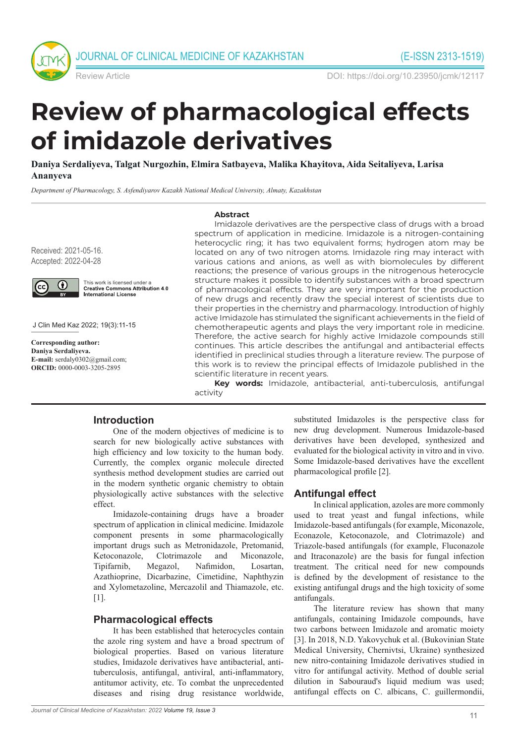Review Article

DOI: https://doi.org/10.23950/jcmk/12117

# Review of pharmacological effects of imidazole derivatives

**Daniya Serdaliyeva, Talgat Nurgozhin, Elmira Satbayeva, Malika Khayitova, Aida Seitaliyeva, Larisa Ananyeva**

*Department of Pharmacology, S. Asfendiyarov Kazakh National Medical University, Almaty, Kazakhstan*

Received: 2021-05-16.
Accepted: 2022-04-28

This work is licensed under a Creative Commons Attribution 4.0 International License

J Clin Med Kaz 2022; 19(3):11-15

**Corresponding author:**
**Daniya Serdaliyeva.**
**E-mail:** serdaly0302@gmail.com;
**ORCID:** 0000-0003-3205-2895

**Abstract**

Imidazole derivatives are the perspective class of drugs with a broad spectrum of application in medicine. Imidazole is a nitrogen-containing heterocyclic ring; it has two equivalent forms; hydrogen atom may be located on any of two nitrogen atoms. Imidazole ring may interact with various cations and anions, as well as with biomolecules by different reactions; the presence of various groups in the nitrogenous heterocycle structure makes it possible to identify substances with a broad spectrum of pharmacological effects. They are very important for the production of new drugs and recently draw the special interest of scientists due to their properties in the chemistry and pharmacology. Introduction of highly active Imidazole has stimulated the significant achievements in the field of chemotherapeutic agents and plays the very important role in medicine. Therefore, the active search for highly active Imidazole compounds still continues. This article describes the antifungal and antibacterial effects identified in preclinical studies through a literature review. The purpose of this work is to review the principal effects of Imidazole published in the scientific literature in recent years.

**Key words:** Imidazole, antibacterial, anti-tuberculosis, antifungal activity

## Introduction

One of the modern objectives of medicine is to search for new biologically active substances with high efficiency and low toxicity to the human body. Currently, the complex organic molecule directed synthesis method development studies are carried out in the modern synthetic organic chemistry to obtain physiologically active substances with the selective effect.

Imidazole-containing drugs have a broader spectrum of application in clinical medicine. Imidazole component presents in some pharmacologically important drugs such as Metronidazole, Pretomanid, Ketoconazole, Clotrimazole and Miconazole, Tipifarnib, Megazol, Nafimidon, Losartan, Azathioprine, Dicarbazine, Cimetidine, Naphthyzin and Xylometazoline, Mercazolil and Thiamazole, etc. [1].

## Pharmacological effects

It has been established that heterocycles contain the azole ring system and have a broad spectrum of biological properties. Based on various literature studies, Imidazole derivatives have antibacterial, anti-tuberculosis, antifungal, antiviral, anti-inflammatory, antitumor activity, etc. To combat the unprecedented diseases and rising drug resistance worldwide, substituted Imidazoles is the perspective class for new drug development. Numerous Imidazole-based derivatives have been developed, synthesized and evaluated for the biological activity in vitro and in vivo. Some Imidazole-based derivatives have the excellent pharmacological profile [2].

## Antifungal effect

In clinical application, azoles are more commonly used to treat yeast and fungal infections, while Imidazole-based antifungals (for example, Miconazole, Econazole, Ketoconazole, and Clotrimazole) and Triazole-based antifungals (for example, Fluconazole and Itraconazole) are the basis for fungal infection treatment. The critical need for new compounds is defined by the development of resistance to the existing antifungal drugs and the high toxicity of some antifungals.

The literature review has shown that many antifungals, containing Imidazole compounds, have two carbons between Imidazole and aromatic moiety [3]. In 2018, N.D. Yakovychuk et al. (Bukovinian State Medical University, Chernivtsi, Ukraine) synthesized new nitro-containing Imidazole derivatives studied in vitro for antifungal activity. Method of double serial dilution in Sabouraud's liquid medium was used; antifungal effects on C. albicans, C. guillermondii,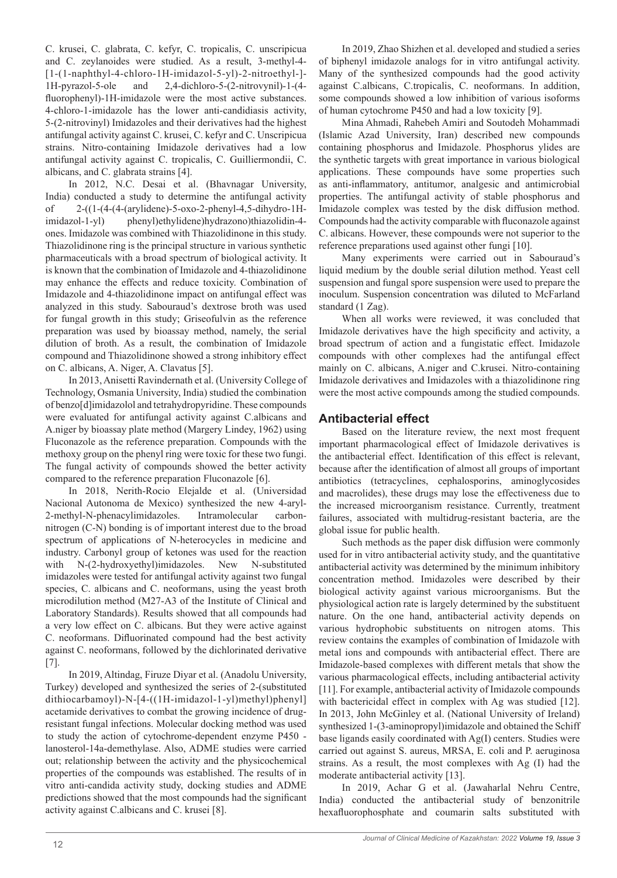C. krusei, C. glabrata, C. kefyr, C. tropicalis, C. unscripicua and C. zeylanoides were studied. As a result, 3-methyl-4-[1-(1-naphthyl-4-chloro-1H-imidazol-5-yl)-2-nitroethyl-]-1H-pyrazol-5-ole and 2,4-dichloro-5-(2-nitrovynil)-1-(4-fluorophenyl)-1H-imidazole were the most active substances. 4-chloro-1-imidazole has the lower anti-candidiasis activity, 5-(2-nitrovinyl) Imidazoles and their derivatives had the highest antifungal activity against C. krusei, C. kefyr and C. Unscripicua strains. Nitro-containing Imidazole derivatives had a low antifungal activity against C. tropicalis, C. Guilliermondii, C. albicans, and C. glabrata strains [4].

In 2012, N.C. Desai et al. (Bhavnagar University, India) conducted a study to determine the antifungal activity of 2-((1-(4-(4-(arylidene)-5-oxo-2-phenyl-4,5-dihydro-1H-imidazol-1-yl) phenyl)ethylidene)hydrazono)thiazolidin-4-ones. Imidazole was combined with Thiazolidinone in this study. Thiazolidinone ring is the principal structure in various synthetic pharmaceuticals with a broad spectrum of biological activity. It is known that the combination of Imidazole and 4-thiazolidinone may enhance the effects and reduce toxicity. Combination of Imidazole and 4-thiazolidinone impact on antifungal effect was analyzed in this study. Sabouraud's dextrose broth was used for fungal growth in this study; Griseofulvin as the reference preparation was used by bioassay method, namely, the serial dilution of broth. As a result, the combination of Imidazole compound and Thiazolidinone showed a strong inhibitory effect on C. albicans, A. Niger, A. Clavatus [5].

In 2013, Anisetti Ravindernath et al. (University College of Technology, Osmania University, India) studied the combination of benzo[d]imidazolol and tetrahydropyridine. These compounds were evaluated for antifungal activity against C.albicans and A.niger by bioassay plate method (Margery Lindey, 1962) using Fluconazole as the reference preparation. Compounds with the methoxy group on the phenyl ring were toxic for these two fungi. The fungal activity of compounds showed the better activity compared to the reference preparation Fluconazole [6].

In 2018, Nerith-Rocio Elejalde et al. (Universidad Nacional Autonoma de Mexico) synthesized the new 4-aryl-2-methyl-N-phenacylimidazoles. Intramolecular carbon-nitrogen (C-N) bonding is of important interest due to the broad spectrum of applications of N-heterocycles in medicine and industry. Carbonyl group of ketones was used for the reaction with N-(2-hydroxyethyl)imidazoles. New N-substituted imidazoles were tested for antifungal activity against two fungal species, C. albicans and C. neoformans, using the yeast broth microdilution method (M27-A3 of the Institute of Clinical and Laboratory Standards). Results showed that all compounds had a very low effect on C. albicans. But they were active against C. neoformans. Difluorinated compound had the best activity against C. neoformans, followed by the dichlorinated derivative [7].

In 2019, Altindag, Firuze Diyar et al. (Anadolu University, Turkey) developed and synthesized the series of 2-(substituted dithiocarbamoyl)-N-[4-((1H-imidazol-1-yl)methyl)phenyl] acetamide derivatives to combat the growing incidence of drug-resistant fungal infections. Molecular docking method was used to study the action of cytochrome-dependent enzyme P450 - lanosterol-14a-demethylase. Also, ADME studies were carried out; relationship between the activity and the physicochemical properties of the compounds was established. The results of in vitro anti-candida activity study, docking studies and ADME predictions showed that the most compounds had the significant activity against C.albicans and C. krusei [8].

In 2019, Zhao Shizhen et al. developed and studied a series of biphenyl imidazole analogs for in vitro antifungal activity. Many of the synthesized compounds had the good activity against C.albicans, C.tropicalis, C. neoformans. In addition, some compounds showed a low inhibition of various isoforms of human cytochrome P450 and had a low toxicity [9].

Mina Ahmadi, Rahebeh Amiri and Soutodeh Mohammadi (Islamic Azad University, Iran) described new compounds containing phosphorus and Imidazole. Phosphorus ylides are the synthetic targets with great importance in various biological applications. These compounds have some properties such as anti-inflammatory, antitumor, analgesic and antimicrobial properties. The antifungal activity of stable phosphorus and Imidazole complex was tested by the disk diffusion method. Compounds had the activity comparable with fluconazole against C. albicans. However, these compounds were not superior to the reference preparations used against other fungi [10].

Many experiments were carried out in Sabouraud's liquid medium by the double serial dilution method. Yeast cell suspension and fungal spore suspension were used to prepare the inoculum. Suspension concentration was diluted to McFarland standard (1 Zag).

When all works were reviewed, it was concluded that Imidazole derivatives have the high specificity and activity, a broad spectrum of action and a fungistatic effect. Imidazole compounds with other complexes had the antifungal effect mainly on C. albicans, A.niger and C.krusei. Nitro-containing Imidazole derivatives and Imidazoles with a thiazolidinone ring were the most active compounds among the studied compounds.

## Antibacterial effect

Based on the literature review, the next most frequent important pharmacological effect of Imidazole derivatives is the antibacterial effect. Identification of this effect is relevant, because after the identification of almost all groups of important antibiotics (tetracyclines, cephalosporins, aminoglycosides and macrolides), these drugs may lose the effectiveness due to the increased microorganism resistance. Currently, treatment failures, associated with multidrug-resistant bacteria, are the global issue for public health.

Such methods as the paper disk diffusion were commonly used for in vitro antibacterial activity study, and the quantitative antibacterial activity was determined by the minimum inhibitory concentration method. Imidazoles were described by their biological activity against various microorganisms. But the physiological action rate is largely determined by the substituent nature. On the one hand, antibacterial activity depends on various hydrophobic substituents on nitrogen atoms. This review contains the examples of combination of Imidazole with metal ions and compounds with antibacterial effect. There are Imidazole-based complexes with different metals that show the various pharmacological effects, including antibacterial activity [11]. For example, antibacterial activity of Imidazole compounds with bactericidal effect in complex with Ag was studied [12]. In 2013, John McGinley et al. (National University of Ireland) synthesized 1-(3-aminopropyl)imidazole and obtained the Schiff base ligands easily coordinated with Ag(I) centers. Studies were carried out against S. aureus, MRSA, E. coli and P. aeruginosa strains. As a result, the most complexes with Ag (I) had the moderate antibacterial activity [13].

In 2019, Achar G et al. (Jawaharlal Nehru Centre, India) conducted the antibacterial study of benzonitrile hexafluorophosphate and coumarin salts substituted with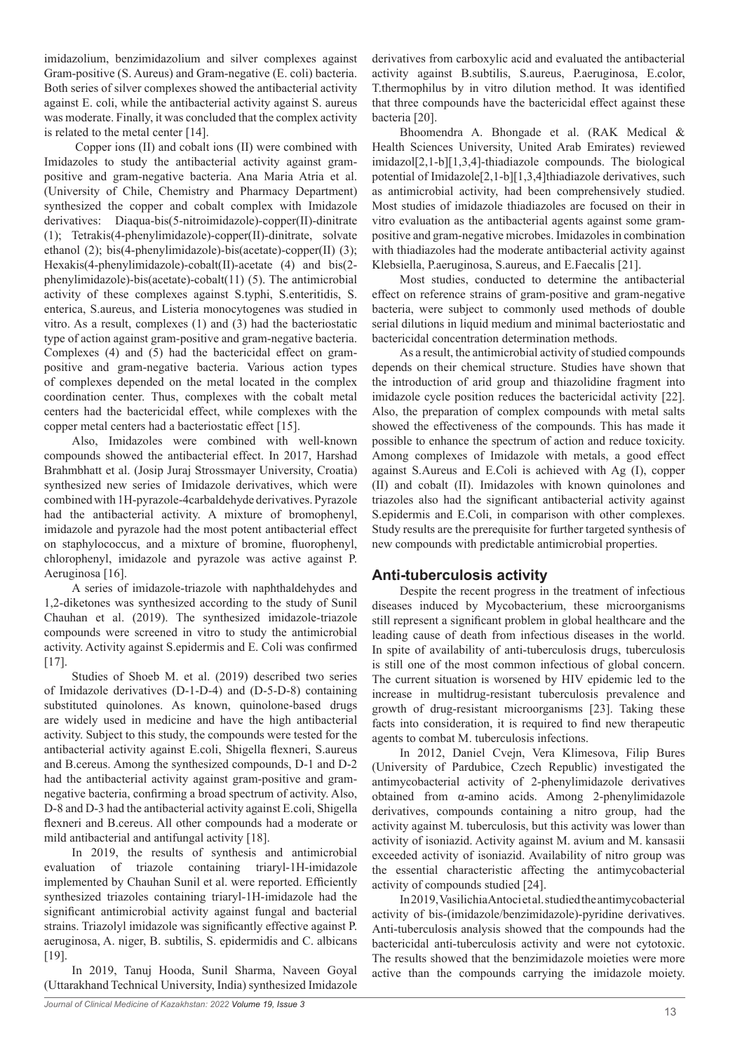imidazolium, benzimidazolium and silver complexes against Gram-positive (S. Aureus) and Gram-negative (E. coli) bacteria. Both series of silver complexes showed the antibacterial activity against E. coli, while the antibacterial activity against S. aureus was moderate. Finally, it was concluded that the complex activity is related to the metal center [14].

Copper ions (II) and cobalt ions (II) were combined with Imidazoles to study the antibacterial activity against gram-positive and gram-negative bacteria. Ana Maria Atria et al. (University of Chile, Chemistry and Pharmacy Department) synthesized the copper and cobalt complex with Imidazole derivatives: Diaqua-bis(5-nitroimidazole)-copper(II)-dinitrate (1); Tetrakis(4-phenylimidazole)-copper(II)-dinitrate, solvate ethanol (2); bis(4-phenylimidazole)-bis(acetate)-copper(II) (3); Hexakis(4-phenylimidazole)-cobalt(II)-acetate (4) and bis(2-phenylimidazole)-bis(acetate)-cobalt(11) (5). The antimicrobial activity of these complexes against S.typhi, S.enteritidis, S. enterica, S.aureus, and Listeria monocytogenes was studied in vitro. As a result, complexes (1) and (3) had the bacteriostatic type of action against gram-positive and gram-negative bacteria. Complexes (4) and (5) had the bactericidal effect on gram-positive and gram-negative bacteria. Various action types of complexes depended on the metal located in the complex coordination center. Thus, complexes with the cobalt metal centers had the bactericidal effect, while complexes with the copper metal centers had a bacteriostatic effect [15].

Also, Imidazoles were combined with well-known compounds showed the antibacterial effect. In 2017, Harshad Brahmbhatt et al. (Josip Juraj Strossmayer University, Croatia) synthesized new series of Imidazole derivatives, which were combined with 1H-pyrazole-4carbaldehyde derivatives. Pyrazole had the antibacterial activity. A mixture of bromophenyl, imidazole and pyrazole had the most potent antibacterial effect on staphylococcus, and a mixture of bromine, fluorophenyl, chlorophenyl, imidazole and pyrazole was active against P. Aeruginosa [16].

A series of imidazole-triazole with naphthaldehydes and 1,2-diketones was synthesized according to the study of Sunil Chauhan et al. (2019). The synthesized imidazole-triazole compounds were screened in vitro to study the antimicrobial activity. Activity against S.epidermis and E. Coli was confirmed [17].

Studies of Shoeb M. et al. (2019) described two series of Imidazole derivatives (D-1-D-4) and (D-5-D-8) containing substituted quinolones. As known, quinolone-based drugs are widely used in medicine and have the high antibacterial activity. Subject to this study, the compounds were tested for the antibacterial activity against E.coli, Shigella flexneri, S.aureus and B.cereus. Among the synthesized compounds, D-1 and D-2 had the antibacterial activity against gram-positive and gram-negative bacteria, confirming a broad spectrum of activity. Also, D-8 and D-3 had the antibacterial activity against E.coli, Shigella flexneri and B.cereus. All other compounds had a moderate or mild antibacterial and antifungal activity [18].

In 2019, the results of synthesis and antimicrobial evaluation of triazole containing triaryl-1H-imidazole implemented by Chauhan Sunil et al. were reported. Efficiently synthesized triazoles containing triaryl-1H-imidazole had the significant antimicrobial activity against fungal and bacterial strains. Triazolyl imidazole was significantly effective against P. aeruginosa, A. niger, B. subtilis, S. epidermidis and C. albicans [19].

In 2019, Tanuj Hooda, Sunil Sharma, Naveen Goyal (Uttarakhand Technical University, India) synthesized Imidazole derivatives from carboxylic acid and evaluated the antibacterial activity against B.subtilis, S.aureus, P.aeruginosa, E.color, T.thermophilus by in vitro dilution method. It was identified that three compounds have the bactericidal effect against these bacteria [20].

Bhoomendra A. Bhongade et al. (RAK Medical & Health Sciences University, United Arab Emirates) reviewed imidazol[2,1-b][1,3,4]-thiadiazole compounds. The biological potential of Imidazole[2,1-b][1,3,4]thiadiazole derivatives, such as antimicrobial activity, had been comprehensively studied. Most studies of imidazole thiadiazoles are focused on their in vitro evaluation as the antibacterial agents against some gram-positive and gram-negative microbes. Imidazoles in combination with thiadiazoles had the moderate antibacterial activity against Klebsiella, P.aeruginosa, S.aureus, and E.Faecalis [21].

Most studies, conducted to determine the antibacterial effect on reference strains of gram-positive and gram-negative bacteria, were subject to commonly used methods of double serial dilutions in liquid medium and minimal bacteriostatic and bactericidal concentration determination methods.

As a result, the antimicrobial activity of studied compounds depends on their chemical structure. Studies have shown that the introduction of arid group and thiazolidine fragment into imidazole cycle position reduces the bactericidal activity [22]. Also, the preparation of complex compounds with metal salts showed the effectiveness of the compounds. This has made it possible to enhance the spectrum of action and reduce toxicity. Among complexes of Imidazole with metals, a good effect against S.Aureus and E.Coli is achieved with Ag (I), copper (II) and cobalt (II). Imidazoles with known quinolones and triazoles also had the significant antibacterial activity against S.epidermis and E.Coli, in comparison with other complexes. Study results are the prerequisite for further targeted synthesis of new compounds with predictable antimicrobial properties.

## Anti-tuberculosis activity

Despite the recent progress in the treatment of infectious diseases induced by Mycobacterium, these microorganisms still represent a significant problem in global healthcare and the leading cause of death from infectious diseases in the world. In spite of availability of anti-tuberculosis drugs, tuberculosis is still one of the most common infectious of global concern. The current situation is worsened by HIV epidemic led to the increase in multidrug-resistant tuberculosis prevalence and growth of drug-resistant microorganisms [23]. Taking these facts into consideration, it is required to find new therapeutic agents to combat M. tuberculosis infections.

In 2012, Daniel Cvejn, Vera Klimesova, Filip Bures (University of Pardubice, Czech Republic) investigated the antimycobacterial activity of 2-phenylimidazole derivatives obtained from α-amino acids. Among 2-phenylimidazole derivatives, compounds containing a nitro group, had the activity against M. tuberculosis, but this activity was lower than activity of isoniazid. Activity against M. avium and M. kansasii exceeded activity of isoniazid. Availability of nitro group was the essential characteristic affecting the antimycobacterial activity of compounds studied [24].

In 2019, Vasilichia Antoci et al. studied the antimycobacterial activity of bis-(imidazole/benzimidazole)-pyridine derivatives. Anti-tuberculosis analysis showed that the compounds had the bactericidal anti-tuberculosis activity and were not cytotoxic. The results showed that the benzimidazole moieties were more active than the compounds carrying the imidazole moiety.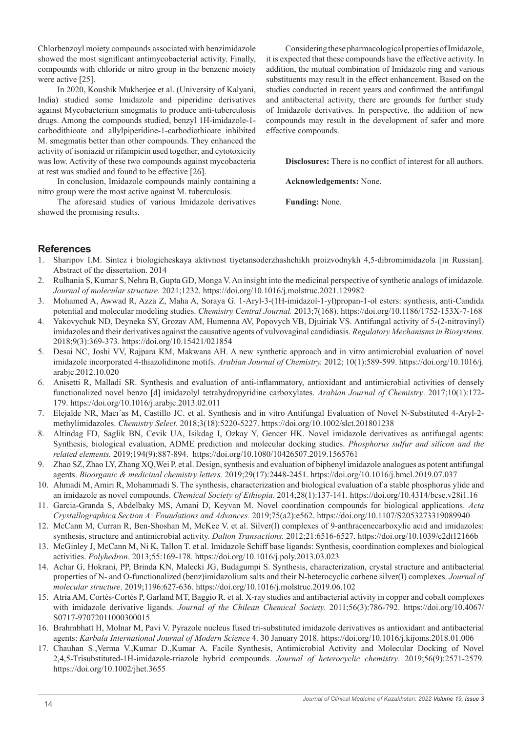Chlorbenzoyl moiety compounds associated with benzimidazole showed the most significant antimycobacterial activity. Finally, compounds with chloride or nitro group in the benzene moiety were active [25].

In 2020, Koushik Mukherjee et al. (University of Kalyani, India) studied some Imidazole and piperidine derivatives against Mycobacterium smegmatis to produce anti-tuberculosis drugs. Among the compounds studied, benzyl 1H-imidazole-1-carbodithioate and allylpiperidine-1-carbodiothioate inhibited M. smegmatis better than other compounds. They enhanced the activity of isoniazid or rifampicin used together, and cytotoxicity was low. Activity of these two compounds against mycobacteria at rest was studied and found to be effective [26].

In conclusion, Imidazole compounds mainly containing a nitro group were the most active against M. tuberculosis.

The aforesaid studies of various Imidazole derivatives showed the promising results.

Considering these pharmacological properties of Imidazole, it is expected that these compounds have the effective activity. In addition, the mutual combination of Imidazole ring and various substituents may result in the effect enhancement. Based on the studies conducted in recent years and confirmed the antifungal and antibacterial activity, there are grounds for further study of Imidazole derivatives. In perspective, the addition of new compounds may result in the development of safer and more effective compounds.

**Disclosures:** There is no conflict of interest for all authors.

**Acknowledgements:** None.

**Funding:** None.

## References

1. Sharipov I.M. Sintez i biologicheskaya aktivnost tiyetansoderzhashchikh proizvodnykh 4,5-dibromimidazola [in Russian]. Abstract of the dissertation. 2014
2. Rulhania S, Kumar S, Nehra B, Gupta GD, Monga V. An insight into the medicinal perspective of synthetic analogs of imidazole. *Journal of molecular structure.* 2021;1232. https://doi.org/10.1016/j.molstruc.2021.129982
3. Mohamed A, Awwad R, Azza Z, Maha A, Soraya G. 1-Aryl-3-(1H-imidazol-1-yl)propan-1-ol esters: synthesis, anti-Candida potential and molecular modeling studies. *Chemistry Central Journal.* 2013;7(168). https://doi.org/10.1186/1752-153X-7-168
4. Yakovychuk ND, Deyneka SY, Grozav AM, Humenna AV, Popovych VB, Djuriak VS. Antifungal activity of 5-(2-nitrovinyl) imidazoles and their derivatives against the causative agents of vulvovaginal candidiasis. *Regulatory Mechanisms in Biosystems*. 2018;9(3):369-373. https://doi.org/10.15421/021854
5. Desai NC, Joshi VV, Rajpara KM, Makwana AH. A new synthetic approach and in vitro antimicrobial evaluation of novel imidazole incorporated 4-thiazolidinone motifs. *Arabian Journal of Chemistry.* 2012; 10(1):589-599. https://doi.org/10.1016/j.arabjc.2012.10.020
6. Anisetti R, Malladi SR. Synthesis and evaluation of anti-inflammatory, antioxidant and antimicrobial activities of densely functionalized novel benzo [d] imidazolyl tetrahydropyridine carboxylates. *Arabian Journal of Chemistry*. 2017;10(1):172-179. https://doi.org/10.1016/j.arabjc.2013.02.011
7. Elejalde NR, Macı´as M, Castillo JC. et al. Synthesis and in vitro Antifungal Evaluation of Novel N-Substituted 4-Aryl-2-methylimidazoles. *Chemistry Select.* 2018;3(18):5220-5227. https://doi.org/10.1002/slct.201801238
8. Altindag FD, Saglik BN, Cevik UA, Isikdag I, Ozkay Y, Gencer HK. Novel imidazole derivatives as antifungal agents: Synthesis, biological evaluation, ADME prediction and molecular docking studies. *Phosphorus sulfur and silicon and the related elements.* 2019;194(9):887-894. https://doi.org/10.1080/10426507.2019.1565761
9. Zhao SZ, Zhao LY, Zhang XQ,Wei P. et al. Design, synthesis and evaluation of biphenyl imidazole analogues as potent antifungal agents. *Bioorganic & medicinal chemistry letters.* 2019;29(17):2448-2451. https://doi.org/10.1016/j.bmcl.2019.07.037
10. Ahmadi M, Amiri R, Mohammadi S. The synthesis, characterization and biological evaluation of a stable phosphorus ylide and an imidazole as novel compounds. *Chemical Society of Ethiopia*. 2014;28(1):137-141. https://doi.org/10.4314/bcse.v28i1.16
11. Garcia-Granda S, Abdelbaky MS, Amani D, Keyvan M. Novel coordination compounds for biological applications. *Acta Crystallographica Section A: Foundations and Advances.* 2019;75(a2):e562. https://doi.org/10.1107/S2053273319089940
12. McCann M, Curran R, Ben-Shoshan M, McKee V. et al. Silver(I) complexes of 9-anthracenecarboxylic acid and imidazoles: synthesis, structure and antimicrobial activity. *Dalton Transactions.* 2012;21:6516-6527. https://doi.org/10.1039/c2dt12166b
13. McGinley J, McCann M, Ni K, Tallon T. et al. Imidazole Schiff base ligands: Synthesis, coordination complexes and biological activities. *Polyhedron*. 2013;55:169-178. https://doi.org/10.1016/j.poly.2013.03.023
14. Achar G, Hokrani, PP, Brinda KN, Malecki JG, Budagumpi S. Synthesis, characterization, crystal structure and antibacterial properties of N- and O-functionalized (benz)imidazolium salts and their N-heterocyclic carbene silver(I) complexes. *Journal of molecular structure*. 2019;1196:627-636. https://doi.org/10.1016/j.molstruc.2019.06.102
15. Atria AM, Cortés-Cortés P, Garland MT, Baggio R. et al. X-ray studies and antibacterial activity in copper and cobalt complexes with imidazole derivative ligands. *Journal of the Chilean Chemical Society.* 2011;56(3):786-792. https://doi.org/10.4067/S0717-97072011000300015
16. Brahmbhatt H, Molnar M, Pavi V. Pyrazole nucleus fused tri-substituted imidazole derivatives as antioxidant and antibacterial agents: *Karbala International Journal of Modern Science* 4. 30 January 2018. https://doi.org/10.1016/j.kijoms.2018.01.006
17. Chauhan S.,Verma V.,Kumar D.,Kumar A. Facile Synthesis, Antimicrobial Activity and Molecular Docking of Novel 2,4,5-Trisubstituted-1H-imidazole-triazole hybrid compounds. *Journal of heterocyclic chemistry*. 2019;56(9):2571-2579. https://doi.org/10.1002/jhet.3655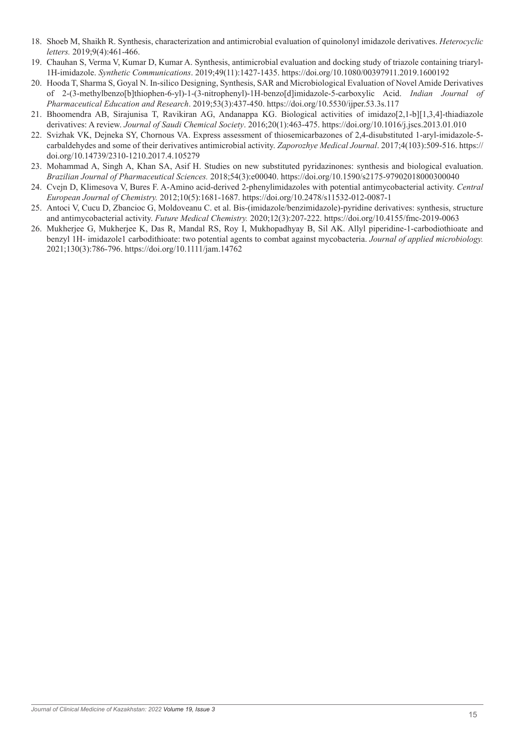18. Shoeb M, Shaikh R. Synthesis, characterization and antimicrobial evaluation of quinolonyl imidazole derivatives. *Heterocyclic letters.* 2019;9(4):461-466.
19. Chauhan S, Verma V, Kumar D, Kumar A. Synthesis, antimicrobial evaluation and docking study of triazole containing triaryl-1H-imidazole. *Synthetic Communications*. 2019;49(11):1427-1435. https://doi.org/10.1080/00397911.2019.1600192
20. Hooda T, Sharma S, Goyal N. In-silico Designing, Synthesis, SAR and Microbiological Evaluation of Novel Amide Derivatives of 2-(3-methylbenzo[b]thiophen-6-yl)-1-(3-nitrophenyl)-1H-benzo[d]imidazole-5-carboxylic Acid. *Indian Journal of Pharmaceutical Education and Research*. 2019;53(3):437-450. https://doi.org/10.5530/ijper.53.3s.117
21. Bhoomendra AB, Sirajunisa T, Ravikiran AG, Andanappa KG. Biological activities of imidazo[2,1-b][1,3,4]-thiadiazole derivatives: A review. *Journal of Saudi Chemical Society*. 2016;20(1):463-475. https://doi.org/10.1016/j.jscs.2013.01.010
22. Svizhak VK, Dejneka SY, Chornous VA. Express assessment of thiosemicarbazones of 2,4-disubstituted 1-aryl-imidazole-5-carbaldehydes and some of their derivatives antimicrobial activity. *Zaporozhye Medical Journal*. 2017;4(103):509-516. https://doi.org/10.14739/2310-1210.2017.4.105279
23. Mohammad A, Singh A, Khan SA, Asif H. Studies on new substituted pyridazinones: synthesis and biological evaluation. *Brazilian Journal of Pharmaceutical Sciences.* 2018;54(3):e00040. https://doi.org/10.1590/s2175-97902018000300040
24. Cvejn D, Klimesova V, Bures F. A-Amino acid-derived 2-phenylimidazoles with potential antimycobacterial activity. *Central European Journal of Chemistry.* 2012;10(5):1681-1687. https://doi.org/10.2478/s11532-012-0087-1
25. Antoci V, Cucu D, Zbancioc G, Moldoveanu C. et al. Bis-(imidazole/benzimidazole)-pyridine derivatives: synthesis, structure and antimycobacterial activity. *Future Medical Chemistry.* 2020;12(3):207-222. https://doi.org/10.4155/fmc-2019-0063
26. Mukherjee G, Mukherjee K, Das R, Mandal RS, Roy I, Mukhopadhyay B, Sil AK. Allyl piperidine-1-carbodiothioate and benzyl 1H- imidazole1 carbodithioate: two potential agents to combat against mycobacteria. *Journal of applied microbiology.* 2021;130(3):786-796. https://doi.org/10.1111/jam.14762